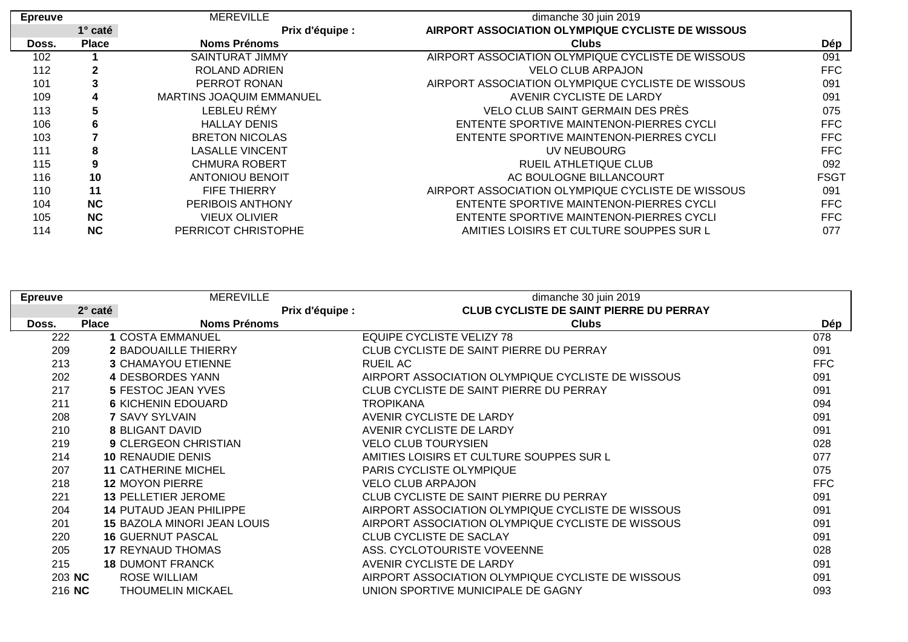| Epreuve | | MEREVILLE | dimanche 30 juin 2019 | |
|---|---|---|---|---|
| | 1° caté | Prix d'équipe : | AIRPORT ASSOCIATION OLYMPIQUE CYCLISTE DE WISSOUS | |
| Doss. | Place | Noms Prénoms | Clubs | Dép |
| 102 | 1 | SAINTURAT JIMMY | AIRPORT ASSOCIATION OLYMPIQUE CYCLISTE DE WISSOUS | 091 |
| 112 | 2 | ROLAND ADRIEN | VELO CLUB ARPAJON | FFC |
| 101 | 3 | PERROT RONAN | AIRPORT ASSOCIATION OLYMPIQUE CYCLISTE DE WISSOUS | 091 |
| 109 | 4 | MARTINS JOAQUIM EMMANUEL | AVENIR CYCLISTE DE LARDY | 091 |
| 113 | 5 | LEBLEU RÉMY | VELO CLUB SAINT GERMAIN DES PRÈS | 075 |
| 106 | 6 | HALLAY DENIS | ENTENTE SPORTIVE MAINTENON-PIERRES CYCLI | FFC |
| 103 | 7 | BRETON NICOLAS | ENTENTE SPORTIVE MAINTENON-PIERRES CYCLI | FFC |
| 111 | 8 | LASALLE VINCENT | UV NEUBOURG | FFC |
| 115 | 9 | CHMURA ROBERT | RUEIL ATHLETIQUE CLUB | 092 |
| 116 | 10 | ANTONIOU BENOIT | AC BOULOGNE BILLANCOURT | FSGT |
| 110 | 11 | FIFE THIERRY | AIRPORT ASSOCIATION OLYMPIQUE CYCLISTE DE WISSOUS | 091 |
| 104 | NC | PERIBOIS ANTHONY | ENTENTE SPORTIVE MAINTENON-PIERRES CYCLI | FFC |
| 105 | NC | VIEUX OLIVIER | ENTENTE SPORTIVE MAINTENON-PIERRES CYCLI | FFC |
| 114 | NC | PERRICOT CHRISTOPHE | AMITIES LOISIRS ET CULTURE SOUPPES SUR L | 077 |

| Epreuve | | MEREVILLE | dimanche 30 juin 2019 | |
|---|---|---|---|---|
| | 2° caté | Prix d'équipe : | CLUB CYCLISTE DE SAINT PIERRE DU PERRAY | |
| Doss. | Place | Noms Prénoms | Clubs | Dép |
| 222 | 1 | COSTA EMMANUEL | EQUIPE CYCLISTE VELIZY 78 | 078 |
| 209 | 2 | BADOUAILLE THIERRY | CLUB CYCLISTE DE SAINT PIERRE DU PERRAY | 091 |
| 213 | 3 | CHAMAYOU ETIENNE | RUEIL AC | FFC |
| 202 | 4 | DESBORDES YANN | AIRPORT ASSOCIATION OLYMPIQUE CYCLISTE DE WISSOUS | 091 |
| 217 | 5 | FESTOC JEAN YVES | CLUB CYCLISTE DE SAINT PIERRE DU PERRAY | 091 |
| 211 | 6 | KICHENIN EDOUARD | TROPIKANA | 094 |
| 208 | 7 | SAVY SYLVAIN | AVENIR CYCLISTE DE LARDY | 091 |
| 210 | 8 | BLIGANT DAVID | AVENIR CYCLISTE DE LARDY | 091 |
| 219 | 9 | CLERGEON CHRISTIAN | VELO CLUB TOURYSIEN | 028 |
| 214 | 10 | RENAUDIE DENIS | AMITIES LOISIRS ET CULTURE SOUPPES SUR L | 077 |
| 207 | 11 | CATHERINE MICHEL | PARIS CYCLISTE OLYMPIQUE | 075 |
| 218 | 12 | MOYON PIERRE | VELO CLUB ARPAJON | FFC |
| 221 | 13 | PELLETIER JEROME | CLUB CYCLISTE DE SAINT PIERRE DU PERRAY | 091 |
| 204 | 14 | PUTAUD JEAN PHILIPPE | AIRPORT ASSOCIATION OLYMPIQUE CYCLISTE DE WISSOUS | 091 |
| 201 | 15 | BAZOLA MINORI JEAN LOUIS | AIRPORT ASSOCIATION OLYMPIQUE CYCLISTE DE WISSOUS | 091 |
| 220 | 16 | GUERNUT PASCAL | CLUB CYCLISTE DE SACLAY | 091 |
| 205 | 17 | REYNAUD THOMAS | ASS. CYCLOTOURISTE VOVEENNE | 028 |
| 215 | 18 | DUMONT FRANCK | AVENIR CYCLISTE DE LARDY | 091 |
| 203 | NC | ROSE WILLIAM | AIRPORT ASSOCIATION OLYMPIQUE CYCLISTE DE WISSOUS | 091 |
| 216 | NC | THOUMELIN MICKAEL | UNION SPORTIVE MUNICIPALE DE GAGNY | 093 |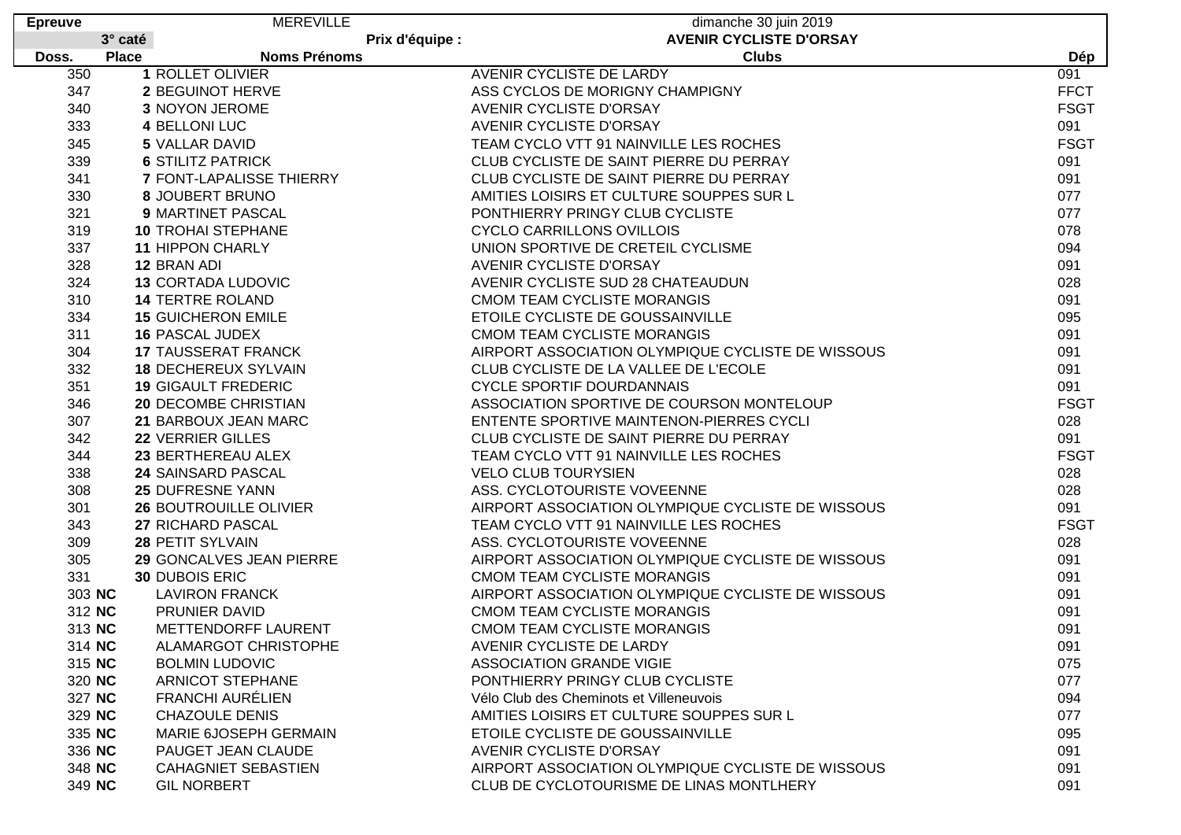| Epreuve | | MEREVILLE | dimanche 30 juin 2019 | |
|---|---|---|---|---|
| | 3° caté | Prix d'équipe : | AVENIR CYCLISTE D'ORSAY | |
| **Doss.** | **Place** | **Noms Prénoms** | **Clubs** | **Dép** |
| 350 | **1** | ROLLET OLIVIER | AVENIR CYCLISTE DE LARDY | 091 |
| 347 | **2** | BEGUINOT HERVE | ASS CYCLOS DE MORIGNY CHAMPIGNY | FFCT |
| 340 | **3** | NOYON JEROME | AVENIR CYCLISTE D'ORSAY | FSGT |
| 333 | **4** | BELLONI LUC | AVENIR CYCLISTE D'ORSAY | 091 |
| 345 | **5** | VALLAR DAVID | TEAM CYCLO VTT 91 NAINVILLE LES ROCHES | FSGT |
| 339 | **6** | STILITZ PATRICK | CLUB CYCLISTE DE SAINT PIERRE DU PERRAY | 091 |
| 341 | **7** | FONT-LAPALISSE THIERRY | CLUB CYCLISTE DE SAINT PIERRE DU PERRAY | 091 |
| 330 | **8** | JOUBERT BRUNO | AMITIES LOISIRS ET CULTURE SOUPPES SUR L | 077 |
| 321 | **9** | MARTINET PASCAL | PONTHIERRY PRINGY CLUB CYCLISTE | 077 |
| 319 | **10** | TROHAI STEPHANE | CYCLO CARRILLONS OVILLOIS | 078 |
| 337 | **11** | HIPPON CHARLY | UNION SPORTIVE DE CRETEIL CYCLISME | 094 |
| 328 | **12** | BRAN ADI | AVENIR CYCLISTE D'ORSAY | 091 |
| 324 | **13** | CORTADA LUDOVIC | AVENIR CYCLISTE SUD 28 CHATEAUDUN | 028 |
| 310 | **14** | TERTRE ROLAND | CMOM TEAM CYCLISTE MORANGIS | 091 |
| 334 | **15** | GUICHERON EMILE | ETOILE CYCLISTE DE GOUSSAINVILLE | 095 |
| 311 | **16** | PASCAL JUDEX | CMOM TEAM CYCLISTE MORANGIS | 091 |
| 304 | **17** | TAUSSERAT FRANCK | AIRPORT ASSOCIATION OLYMPIQUE CYCLISTE DE WISSOUS | 091 |
| 332 | **18** | DECHEREUX SYLVAIN | CLUB CYCLISTE DE LA VALLEE DE L'ECOLE | 091 |
| 351 | **19** | GIGAULT FREDERIC | CYCLE SPORTIF DOURDANNAIS | 091 |
| 346 | **20** | DECOMBE CHRISTIAN | ASSOCIATION SPORTIVE DE COURSON MONTELOUP | FSGT |
| 307 | **21** | BARBOUX JEAN MARC | ENTENTE SPORTIVE MAINTENON-PIERRES CYCLI | 028 |
| 342 | **22** | VERRIER GILLES | CLUB CYCLISTE DE SAINT PIERRE DU PERRAY | 091 |
| 344 | **23** | BERTHEREAU ALEX | TEAM CYCLO VTT 91 NAINVILLE LES ROCHES | FSGT |
| 338 | **24** | SAINSARD PASCAL | VELO CLUB TOURYSIEN | 028 |
| 308 | **25** | DUFRESNE YANN | ASS. CYCLOTOURISTE VOVEENNE | 028 |
| 301 | **26** | BOUTROUILLE OLIVIER | AIRPORT ASSOCIATION OLYMPIQUE CYCLISTE DE WISSOUS | 091 |
| 343 | **27** | RICHARD PASCAL | TEAM CYCLO VTT 91 NAINVILLE LES ROCHES | FSGT |
| 309 | **28** | PETIT SYLVAIN | ASS. CYCLOTOURISTE VOVEENNE | 028 |
| 305 | **29** | GONCALVES JEAN PIERRE | AIRPORT ASSOCIATION OLYMPIQUE CYCLISTE DE WISSOUS | 091 |
| 331 | **30** | DUBOIS ERIC | CMOM TEAM CYCLISTE MORANGIS | 091 |
| 303 | **NC** | LAVIRON FRANCK | AIRPORT ASSOCIATION OLYMPIQUE CYCLISTE DE WISSOUS | 091 |
| 312 | **NC** | PRUNIER DAVID | CMOM TEAM CYCLISTE MORANGIS | 091 |
| 313 | **NC** | METTENDORFF LAURENT | CMOM TEAM CYCLISTE MORANGIS | 091 |
| 314 | **NC** | ALAMARGOT CHRISTOPHE | AVENIR CYCLISTE DE LARDY | 091 |
| 315 | **NC** | BOLMIN LUDOVIC | ASSOCIATION GRANDE VIGIE | 075 |
| 320 | **NC** | ARNICOT STEPHANE | PONTHIERRY PRINGY CLUB CYCLISTE | 077 |
| 327 | **NC** | FRANCHI AURÉLIEN | Vélo Club des Cheminots et Villeneuvois | 094 |
| 329 | **NC** | CHAZOULE DENIS | AMITIES LOISIRS ET CULTURE SOUPPES SUR L | 077 |
| 335 | **NC** | MARIE 6JOSEPH GERMAIN | ETOILE CYCLISTE DE GOUSSAINVILLE | 095 |
| 336 | **NC** | PAUGET JEAN CLAUDE | AVENIR CYCLISTE D'ORSAY | 091 |
| 348 | **NC** | CAHAGNIET SEBASTIEN | AIRPORT ASSOCIATION OLYMPIQUE CYCLISTE DE WISSOUS | 091 |
| 349 | **NC** | GIL NORBERT | CLUB DE CYCLOTOURISME DE LINAS MONTLHERY | 091 |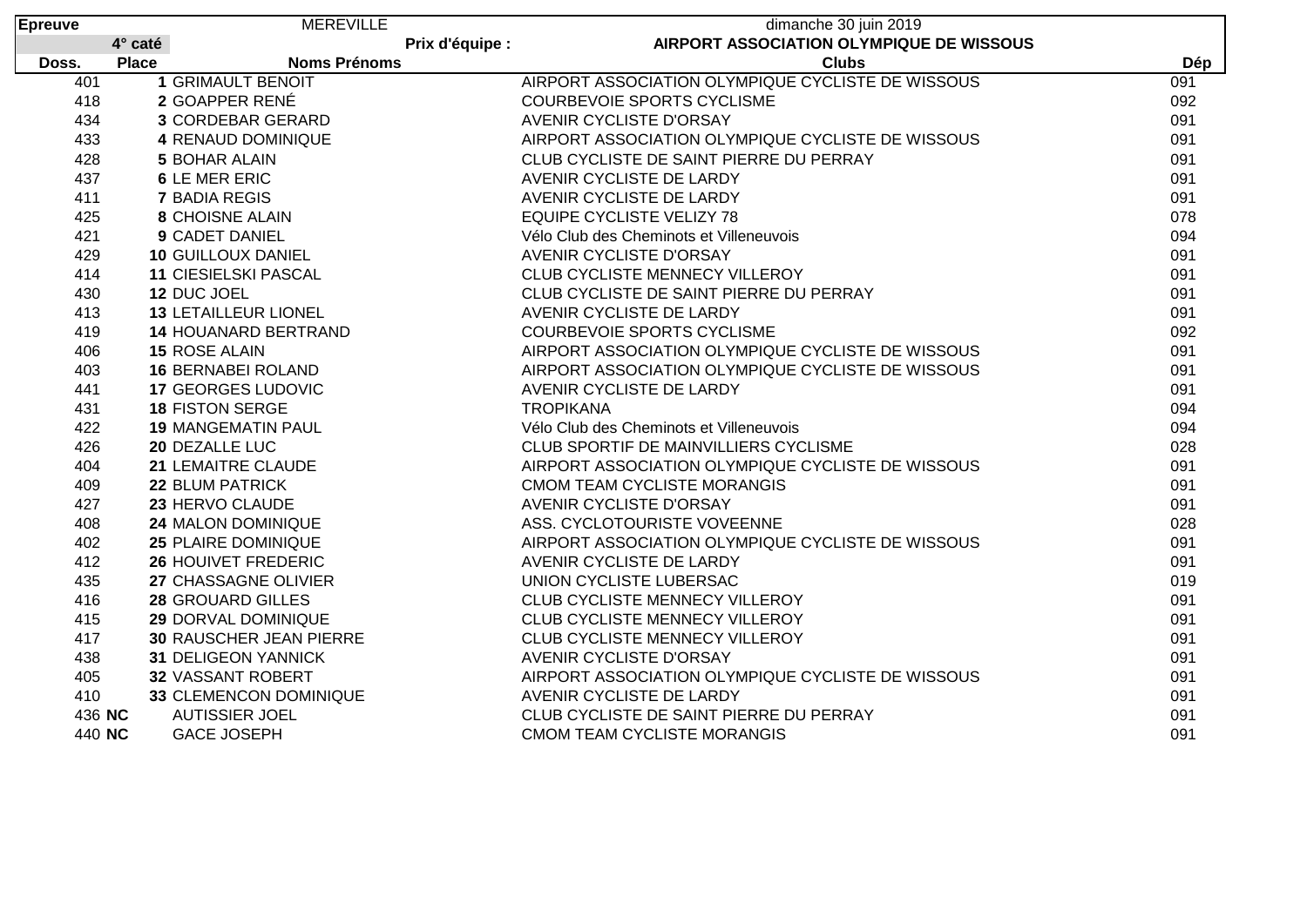| Epreuve | | MEREVILLE | dimanche 30 juin 2019 | |
|---|---|---|---|---|
| | **4° caté** | **Prix d'équipe :** | **AIRPORT ASSOCIATION OLYMPIQUE DE WISSOUS** | |
| **Doss.** | **Place** | **Noms Prénoms** | **Clubs** | **Dép** |
| 401 | **1** | GRIMAULT BENOIT | AIRPORT ASSOCIATION OLYMPIQUE CYCLISTE DE WISSOUS | 091 |
| 418 | **2** | GOAPPER RENÉ | COURBEVOIE SPORTS CYCLISME | 092 |
| 434 | **3** | CORDEBAR GERARD | AVENIR CYCLISTE D'ORSAY | 091 |
| 433 | **4** | RENAUD DOMINIQUE | AIRPORT ASSOCIATION OLYMPIQUE CYCLISTE DE WISSOUS | 091 |
| 428 | **5** | BOHAR ALAIN | CLUB CYCLISTE DE SAINT PIERRE DU PERRAY | 091 |
| 437 | **6** | LE MER ERIC | AVENIR CYCLISTE DE LARDY | 091 |
| 411 | **7** | BADIA REGIS | AVENIR CYCLISTE DE LARDY | 091 |
| 425 | **8** | CHOISNE ALAIN | EQUIPE CYCLISTE VELIZY 78 | 078 |
| 421 | **9** | CADET DANIEL | Vélo Club des Cheminots et Villeneuvois | 094 |
| 429 | **10** | GUILLOUX DANIEL | AVENIR CYCLISTE D'ORSAY | 091 |
| 414 | **11** | CIESIELSKI PASCAL | CLUB CYCLISTE MENNECY VILLEROY | 091 |
| 430 | **12** | DUC JOEL | CLUB CYCLISTE DE SAINT PIERRE DU PERRAY | 091 |
| 413 | **13** | LETAILLEUR LIONEL | AVENIR CYCLISTE DE LARDY | 091 |
| 419 | **14** | HOUANARD BERTRAND | COURBEVOIE SPORTS CYCLISME | 092 |
| 406 | **15** | ROSE ALAIN | AIRPORT ASSOCIATION OLYMPIQUE CYCLISTE DE WISSOUS | 091 |
| 403 | **16** | BERNABEI ROLAND | AIRPORT ASSOCIATION OLYMPIQUE CYCLISTE DE WISSOUS | 091 |
| 441 | **17** | GEORGES LUDOVIC | AVENIR CYCLISTE DE LARDY | 091 |
| 431 | **18** | FISTON SERGE | TROPIKANA | 094 |
| 422 | **19** | MANGEMATIN PAUL | Vélo Club des Cheminots et Villeneuvois | 094 |
| 426 | **20** | DEZALLE LUC | CLUB SPORTIF DE MAINVILLIERS CYCLISME | 028 |
| 404 | **21** | LEMAITRE CLAUDE | AIRPORT ASSOCIATION OLYMPIQUE CYCLISTE DE WISSOUS | 091 |
| 409 | **22** | BLUM PATRICK | CMOM TEAM CYCLISTE MORANGIS | 091 |
| 427 | **23** | HERVO CLAUDE | AVENIR CYCLISTE D'ORSAY | 091 |
| 408 | **24** | MALON DOMINIQUE | ASS. CYCLOTOURISTE VOVEENNE | 028 |
| 402 | **25** | PLAIRE DOMINIQUE | AIRPORT ASSOCIATION OLYMPIQUE CYCLISTE DE WISSOUS | 091 |
| 412 | **26** | HOUIVET FREDERIC | AVENIR CYCLISTE DE LARDY | 091 |
| 435 | **27** | CHASSAGNE OLIVIER | UNION CYCLISTE LUBERSAC | 019 |
| 416 | **28** | GROUARD GILLES | CLUB CYCLISTE MENNECY VILLEROY | 091 |
| 415 | **29** | DORVAL DOMINIQUE | CLUB CYCLISTE MENNECY VILLEROY | 091 |
| 417 | **30** | RAUSCHER JEAN PIERRE | CLUB CYCLISTE MENNECY VILLEROY | 091 |
| 438 | **31** | DELIGEON YANNICK | AVENIR CYCLISTE D'ORSAY | 091 |
| 405 | **32** | VASSANT ROBERT | AIRPORT ASSOCIATION OLYMPIQUE CYCLISTE DE WISSOUS | 091 |
| 410 | **33** | CLEMENCON DOMINIQUE | AVENIR CYCLISTE DE LARDY | 091 |
| 436 | **NC** | AUTISSIER JOEL | CLUB CYCLISTE DE SAINT PIERRE DU PERRAY | 091 |
| 440 | **NC** | GACE JOSEPH | CMOM TEAM CYCLISTE MORANGIS | 091 |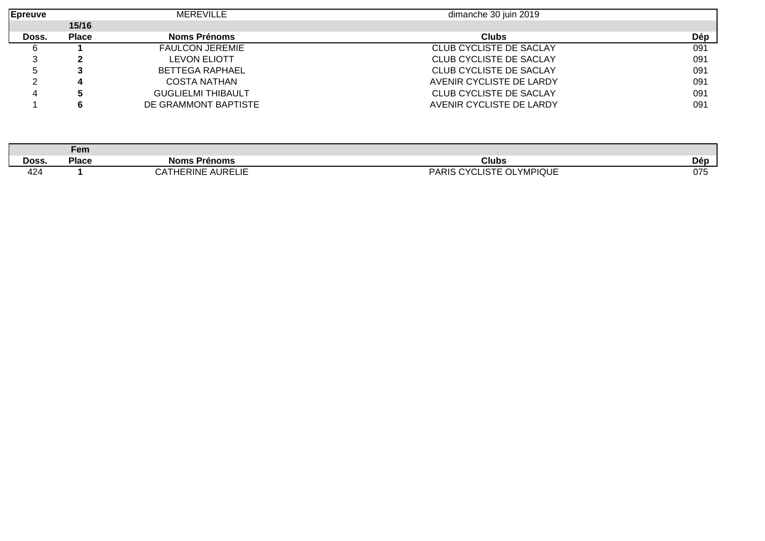| Epreuve | | MEREVILLE | dimanche 30 juin 2019 | |
|---|---|---|---|---|
| | **15/16** | | | |
| **Doss.** | **Place** | **Noms Prénoms** | **Clubs** | **Dép** |
| 6 | **1** | FAULCON JEREMIE | CLUB CYCLISTE DE SACLAY | 091 |
| 3 | **2** | LEVON ELIOTT | CLUB CYCLISTE DE SACLAY | 091 |
| 5 | **3** | BETTEGA RAPHAEL | CLUB CYCLISTE DE SACLAY | 091 |
| 2 | **4** | COSTA NATHAN | AVENIR CYCLISTE DE LARDY | 091 |
| 4 | **5** | GUGLIELMI THIBAULT | CLUB CYCLISTE DE SACLAY | 091 |
| 1 | **6** | DE GRAMMONT BAPTISTE | AVENIR CYCLISTE DE LARDY | 091 |

| | **Fem** | | | |
|---|---|---|---|---|
| **Doss.** | **Place** | **Noms Prénoms** | **Clubs** | **Dép** |
| 424 | **1** | CATHERINE AURELIE | PARIS CYCLISTE OLYMPIQUE | 075 |